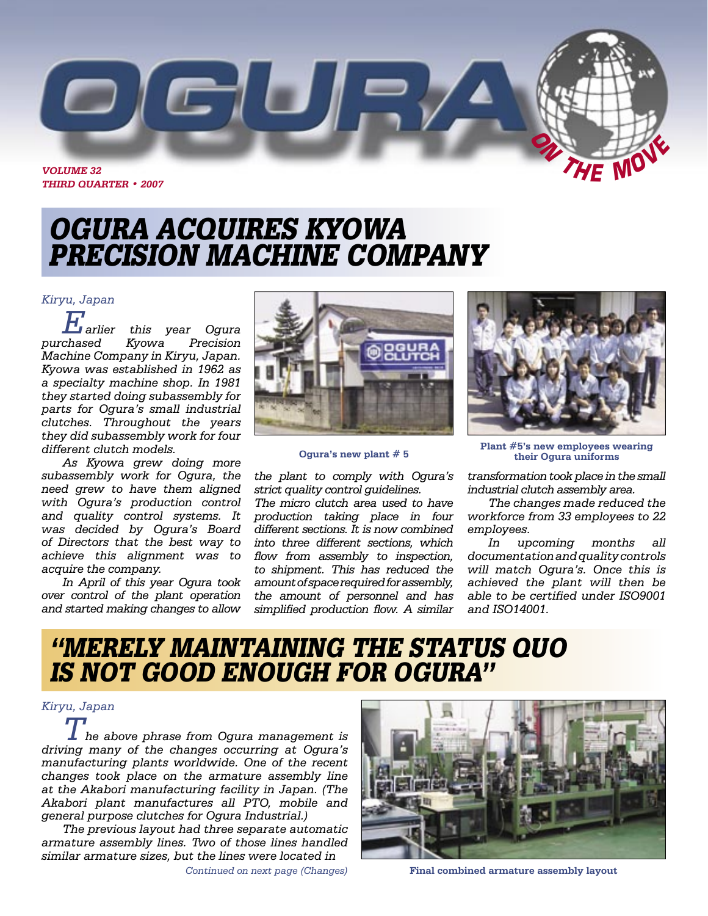# OGURA ON THE MOVE

*VOLUME 32*
*THIRD QUARTER • 2007*

## OGURA ACQUIRES KYOWA PRECISION MACHINE COMPANY

*Kiryu, Japan*

*Earlier this year Ogura purchased Kyowa Precision Machine Company in Kiryu, Japan. Kyowa was established in 1962 as a specialty machine shop. In 1981 they started doing subassembly for parts for Ogura's small industrial clutches. Throughout the years they did subassembly work for four different clutch models.*

*As Kyowa grew doing more subassembly work for Ogura, the need grew to have them aligned with Ogura's production control and quality control systems. It was decided by Ogura's Board of Directors that the best way to achieve this alignment was to acquire the company.*

*In April of this year Ogura took over control of the plant operation and started making changes to allow the plant to comply with Ogura's strict quality control guidelines. The micro clutch area used to have production taking place in four different sections. It is now combined into three different sections, which flow from assembly to inspection, to shipment. This has reduced the amount of space required for assembly, the amount of personnel and has simplified production flow. A similar transformation took place in the small industrial clutch assembly area.*

*The changes made reduced the workforce from 33 employees to 22 employees.*

*In upcoming months all documentation and quality controls will match Ogura's. Once this is achieved the plant will then be able to be certified under ISO9001 and ISO14001.*

**Ogura's new plant # 5**

**Plant #5's new employees wearing their Ogura uniforms**

## "MERELY MAINTAINING THE STATUS QUO IS NOT GOOD ENOUGH FOR OGURA"

*Kiryu, Japan*

*The above phrase from Ogura management is driving many of the changes occurring at Ogura's manufacturing plants worldwide. One of the recent changes took place on the armature assembly line at the Akabori manufacturing facility in Japan. (The Akabori plant manufactures all PTO, mobile and general purpose clutches for Ogura Industrial.)*

*The previous layout had three separate automatic armature assembly lines. Two of those lines handled similar armature sizes, but the lines were located in*

*Continued on next page (Changes)*

**Final combined armature assembly layout**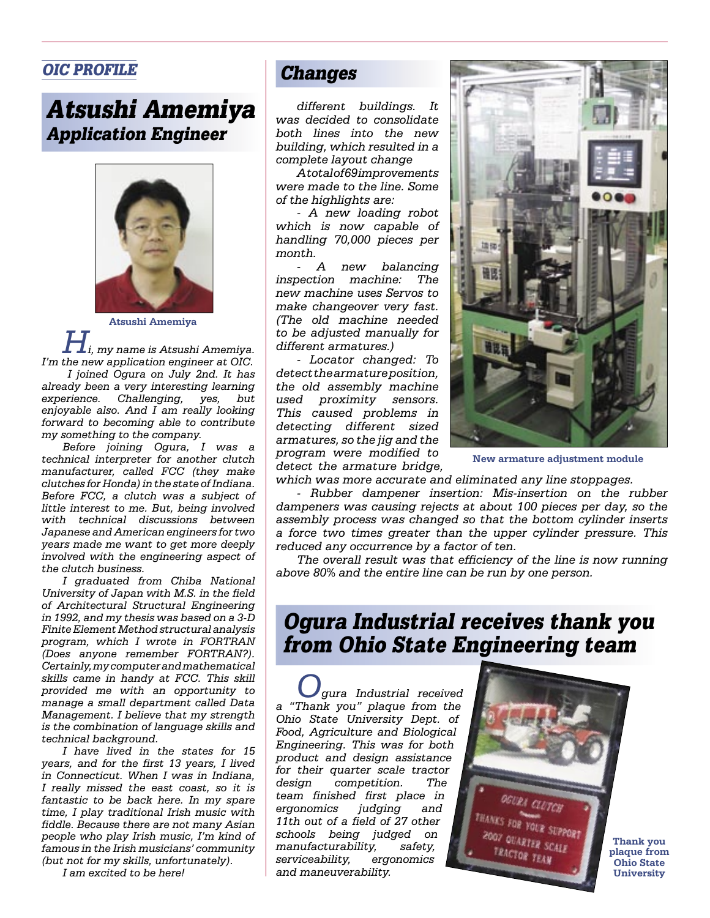*OIC PROFILE*

## *Atsushi Amemiya*
### *Application Engineer*

Atsushi Amemiya

*Hi, my name is Atsushi Amemiya. I'm the new application engineer at OIC.*

*I joined Ogura on July 2nd. It has already been a very interesting learning experience. Challenging, yes, but enjoyable also. And I am really looking forward to becoming able to contribute my something to the company.*

*Before joining Ogura, I was a technical interpreter for another clutch manufacturer, called FCC (they make clutches for Honda) in the state of Indiana. Before FCC, a clutch was a subject of little interest to me. But, being involved with technical discussions between Japanese and American engineers for two years made me want to get more deeply involved with the engineering aspect of the clutch business.*

*I graduated from Chiba National University of Japan with M.S. in the field of Architectural Structural Engineering in 1992, and my thesis was based on a 3-D Finite Element Method structural analysis program, which I wrote in FORTRAN (Does anyone remember FORTRAN?). Certainly, my computer and mathematical skills came in handy at FCC. This skill provided me with an opportunity to manage a small department called Data Management. I believe that my strength is the combination of language skills and technical background.*

*I have lived in the states for 15 years, and for the first 13 years, I lived in Connecticut. When I was in Indiana, I really missed the east coast, so it is fantastic to be back here. In my spare time, I play traditional Irish music with fiddle. Because there are not many Asian people who play Irish music, I'm kind of famous in the Irish musicians' community (but not for my skills, unfortunately).*

*I am excited to be here!*

## *Changes*

*different buildings. It was decided to consolidate both lines into the new building, which resulted in a complete layout change*

*A total of 69 improvements were made to the line. Some of the highlights are:*

*- A new loading robot which is now capable of handling 70,000 pieces per month.*

*- A new balancing inspection machine: The new machine uses Servos to make changeover very fast. (The old machine needed to be adjusted manually for different armatures.)*

*- Locator changed: To detect the armature position, the old assembly machine used proximity sensors. This caused problems in detecting different sized armatures, so the jig and the program were modified to detect the armature bridge, which was more accurate and eliminated any line stoppages.*

*- Rubber dampener insertion: Mis-insertion on the rubber dampeners was causing rejects at about 100 pieces per day, so the assembly process was changed so that the bottom cylinder inserts a force two times greater than the upper cylinder pressure. This reduced any occurrence by a factor of ten.*

*The overall result was that efficiency of the line is now running above 80% and the entire line can be run by one person.*

New armature adjustment module

## *Ogura Industrial receives thank you from Ohio State Engineering team*

*Ogura Industrial received a "Thank you" plaque from the Ohio State University Dept. of Food, Agriculture and Biological Engineering. This was for both product and design assistance for their quarter scale tractor design competition. The team finished first place in ergonomics judging and 11th out of a field of 27 other schools being judged on manufacturability, safety, serviceability, ergonomics and maneuverability.*

Thank you plaque from Ohio State University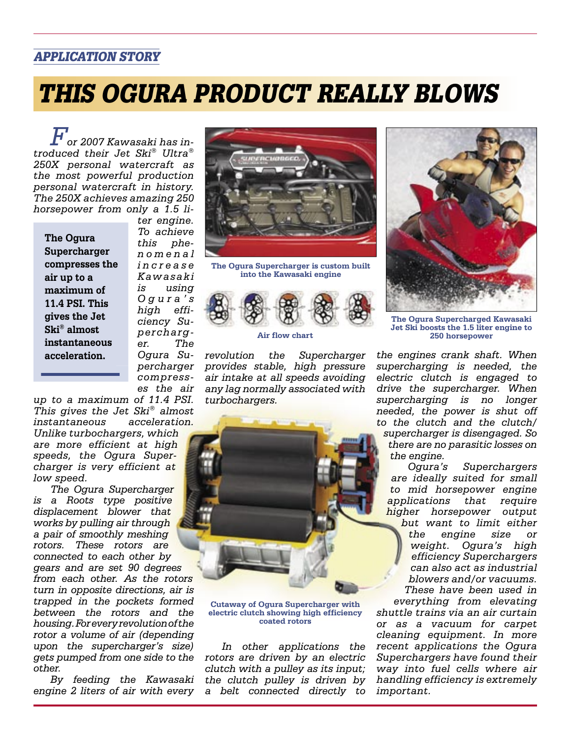*APPLICATION STORY*

# *THIS OGURA PRODUCT REALLY BLOWS*

*For 2007 Kawasaki has introduced their Jet Ski® Ultra® 250X personal watercraft as the most powerful production personal watercraft in history. The 250X achieves amazing 250 horsepower from only a 1.5 liter engine. To achieve this phenomenal increase Kawasaki is using Ogura's high efficiency Supercharger. The Ogura Supercharger compresses the air up to a maximum of 11.4 PSI. This gives the Jet Ski® almost instantaneous acceleration. Unlike turbochargers, which are more efficient at high speeds, the Ogura Supercharger is very efficient at low speed.*

> **The Ogura Supercharger compresses the air up to a maximum of 11.4 PSI. This gives the Jet Ski® almost instantaneous acceleration.**

*The Ogura Supercharger is a Roots type positive displacement blower that works by pulling air through a pair of smoothly meshing rotors. These rotors are connected to each other by gears and are set 90 degrees from each other. As the rotors turn in opposite directions, air is trapped in the pockets formed between the rotors and the housing. For every revolution of the rotor a volume of air (depending upon the supercharger's size) gets pumped from one side to the other.*

*By feeding the Kawasaki engine 2 liters of air with every revolution the Supercharger provides stable, high pressure air intake at all speeds avoiding any lag normally associated with turbochargers.*

**The Ogura Supercharger is custom built into the Kawasaki engine**

**Air flow chart**

**Cutaway of Ogura Supercharger with electric clutch showing high efficiency coated rotors**

*In other applications the rotors are driven by an electric clutch with a pulley as its input; the clutch pulley is driven by a belt connected directly to the engines crank shaft. When supercharging is needed, the electric clutch is engaged to drive the supercharger. When supercharging is no longer needed, the power is shut off to the clutch and the clutch/supercharger is disengaged. So there are no parasitic losses on the engine.*

*Ogura's Superchargers are ideally suited for small to mid horsepower engine applications that require higher horsepower output but want to limit either the engine size or weight. Ogura's high efficiency Superchargers can also act as industrial blowers and/or vacuums. These have been used in everything from elevating shuttle trains via an air curtain or as a vacuum for carpet cleaning equipment. In more recent applications the Ogura Superchargers have found their way into fuel cells where air handling efficiency is extremely important.*

**The Ogura Supercharged Kawasaki Jet Ski boosts the 1.5 liter engine to 250 horsepower**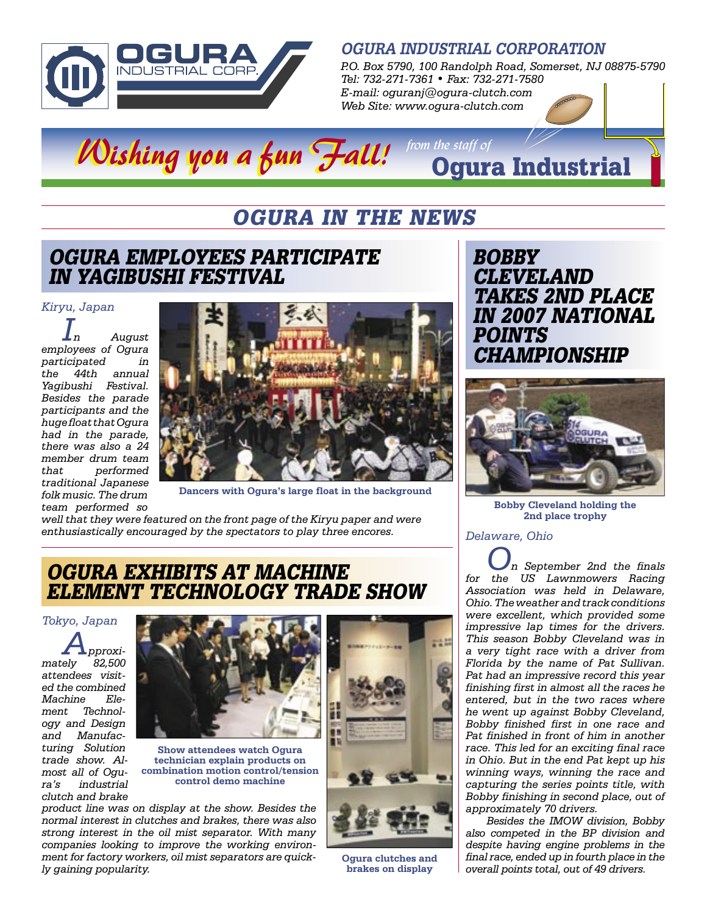# OGURA INDUSTRIAL CORPORATION

P.O. Box 5790, 100 Randolph Road, Somerset, NJ 08875-5790
Tel: 732-271-7361 • Fax: 732-271-7580
E-mail: oguranj@ogura-clutch.com
Web Site: www.ogura-clutch.com

**Wishing you a fun Fall!** *from the staff of* **Ogura Industrial**

## OGURA IN THE NEWS

### OGURA EMPLOYEES PARTICIPATE IN YAGIBUSHI FESTIVAL

*Kiryu, Japan*

*In August employees of Ogura participated in the 44th annual Yagibushi Festival. Besides the parade participants and the huge float that Ogura had in the parade, there was also a 24 member drum team that performed traditional Japanese folk music. The drum team performed so well that they were featured on the front page of the Kiryu paper and were enthusiastically encouraged by the spectators to play three encores.*

**Dancers with Ogura's large float in the background**

### OGURA EXHIBITS AT MACHINE ELEMENT TECHNOLOGY TRADE SHOW

*Tokyo, Japan*

*Approximately 82,500 attendees visited the combined Machine Element Technology and Design and Manufacturing Solution trade show. Almost all of Ogura's industrial clutch and brake product line was on display at the show. Besides the normal interest in clutches and brakes, there was also strong interest in the oil mist separator. With many companies looking to improve the working environment for factory workers, oil mist separators are quickly gaining popularity.*

**Show attendees watch Ogura technician explain products on combination motion control/tension control demo machine**

**Ogura clutches and brakes on display**

### BOBBY CLEVELAND TAKES 2ND PLACE IN 2007 NATIONAL POINTS CHAMPIONSHIP

**Bobby Cleveland holding the 2nd place trophy**

*Delaware, Ohio*

*On September 2nd the finals for the US Lawnmowers Racing Association was held in Delaware, Ohio. The weather and track conditions were excellent, which provided some impressive lap times for the drivers. This season Bobby Cleveland was in a very tight race with a driver from Florida by the name of Pat Sullivan. Pat had an impressive record this year finishing first in almost all the races he entered, but in the two races where he went up against Bobby Cleveland, Bobby finished first in one race and Pat finished in front of him in another race. This led for an exciting final race in Ohio. But in the end Pat kept up his winning ways, winning the race and capturing the series points title, with Bobby finishing in second place, out of approximately 70 drivers.*

*Besides the IMOW division, Bobby also competed in the BP division and despite having engine problems in the final race, ended up in fourth place in the overall points total, out of 49 drivers.*